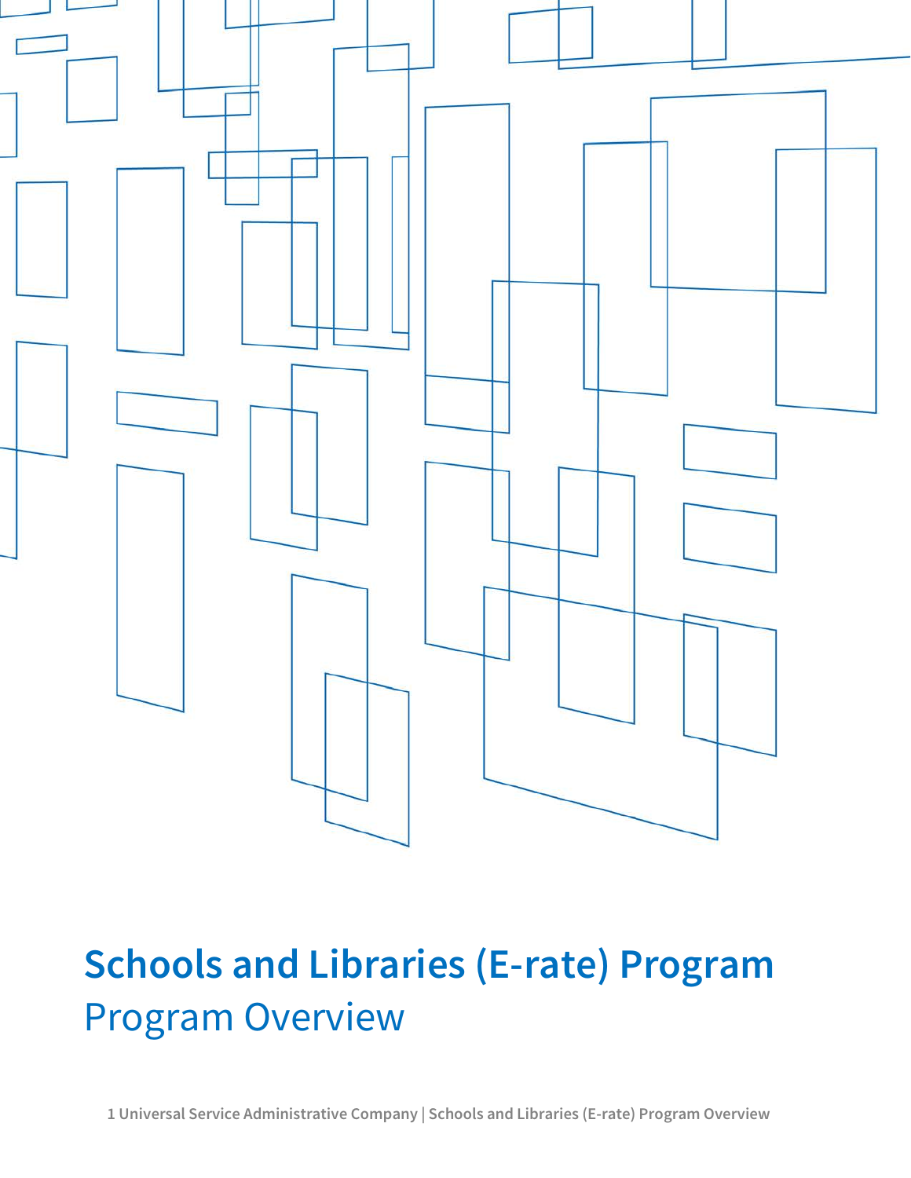# Schools and Libraries (E-rate) Program

## Program Overview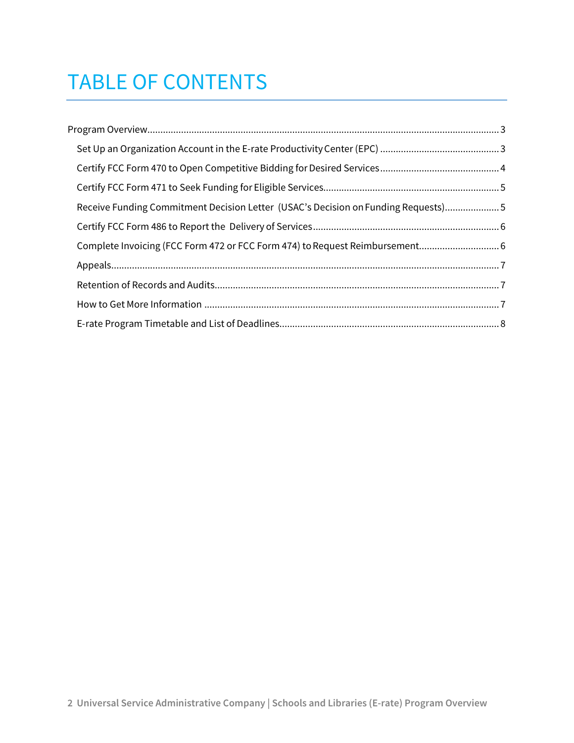# TABLE OF CONTENTS

- Program Overview....................................................................................................................................3
  - Set Up an Organization Account in the E-rate Productivity Center (EPC) ..............................................3
  - Certify FCC Form 470 to Open Competitive Bidding for Desired Services..............................................4
  - Certify FCC Form 471 to Seek Funding for Eligible Services...................................................................5
  - Receive Funding Commitment Decision Letter (USAC's Decision on Funding Requests).....................5
  - Certify FCC Form 486 to Report the Delivery of Services........................................................................6
  - Complete Invoicing (FCC Form 472 or FCC Form 474) to Request Reimbursement...............................6
  - Appeals....................................................................................................................................................7
  - Retention of Records and Audits.............................................................................................................7
  - How to Get More Information ................................................................................................................7
  - E-rate Program Timetable and List of Deadlines.....................................................................................8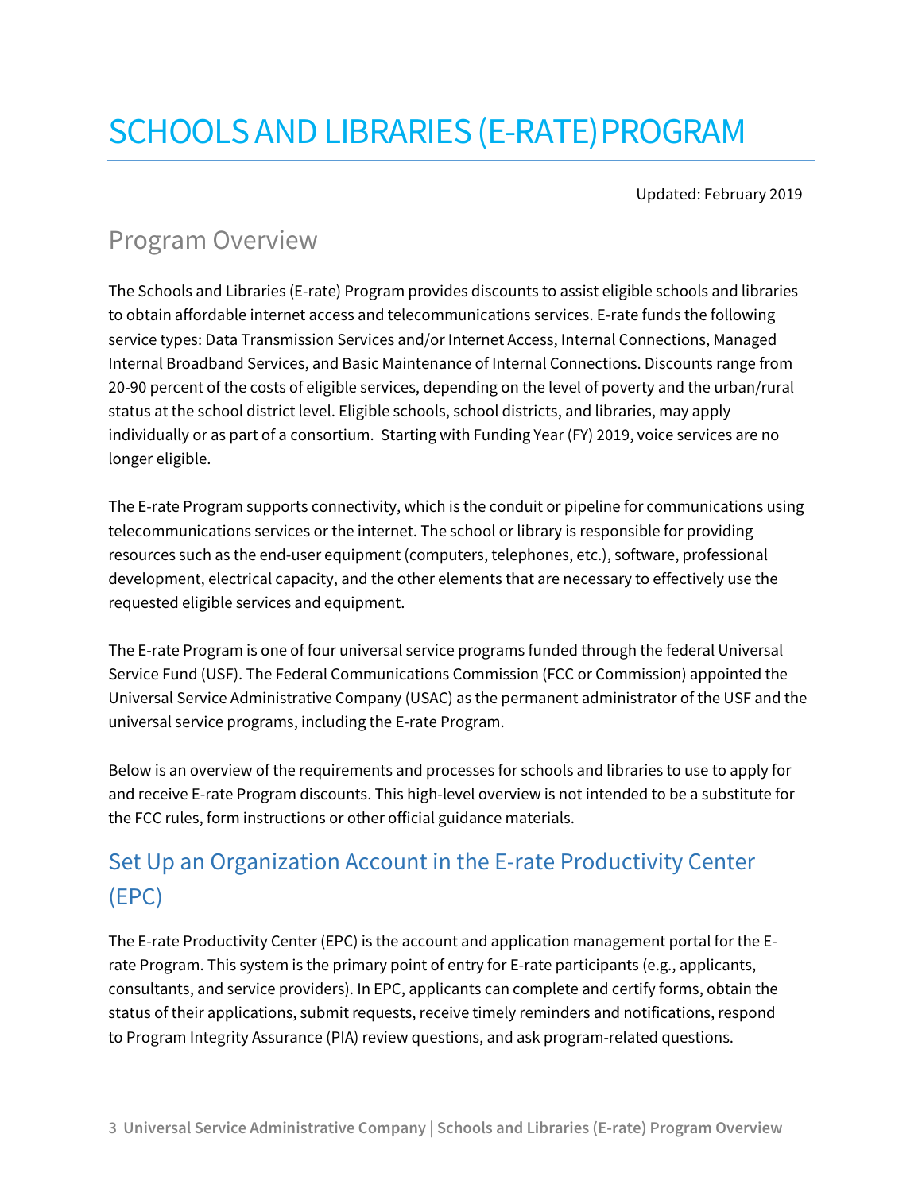# SCHOOLS AND LIBRARIES (E-RATE) PROGRAM

Updated: February 2019

## Program Overview

The Schools and Libraries (E-rate) Program provides discounts to assist eligible schools and libraries to obtain affordable internet access and telecommunications services. E-rate funds the following service types: Data Transmission Services and/or Internet Access, Internal Connections, Managed Internal Broadband Services, and Basic Maintenance of Internal Connections. Discounts range from 20-90 percent of the costs of eligible services, depending on the level of poverty and the urban/rural status at the school district level. Eligible schools, school districts, and libraries, may apply individually or as part of a consortium. Starting with Funding Year (FY) 2019, voice services are no longer eligible.

The E-rate Program supports connectivity, which is the conduit or pipeline for communications using telecommunications services or the internet. The school or library is responsible for providing resources such as the end-user equipment (computers, telephones, etc.), software, professional development, electrical capacity, and the other elements that are necessary to effectively use the requested eligible services and equipment.

The E-rate Program is one of four universal service programs funded through the federal Universal Service Fund (USF). The Federal Communications Commission (FCC or Commission) appointed the Universal Service Administrative Company (USAC) as the permanent administrator of the USF and the universal service programs, including the E-rate Program.

Below is an overview of the requirements and processes for schools and libraries to use to apply for and receive E-rate Program discounts. This high-level overview is not intended to be a substitute for the FCC rules, form instructions or other official guidance materials.

## Set Up an Organization Account in the E-rate Productivity Center (EPC)

The E-rate Productivity Center (EPC) is the account and application management portal for the E-rate Program. This system is the primary point of entry for E-rate participants (e.g., applicants, consultants, and service providers). In EPC, applicants can complete and certify forms, obtain the status of their applications, submit requests, receive timely reminders and notifications, respond to Program Integrity Assurance (PIA) review questions, and ask program-related questions.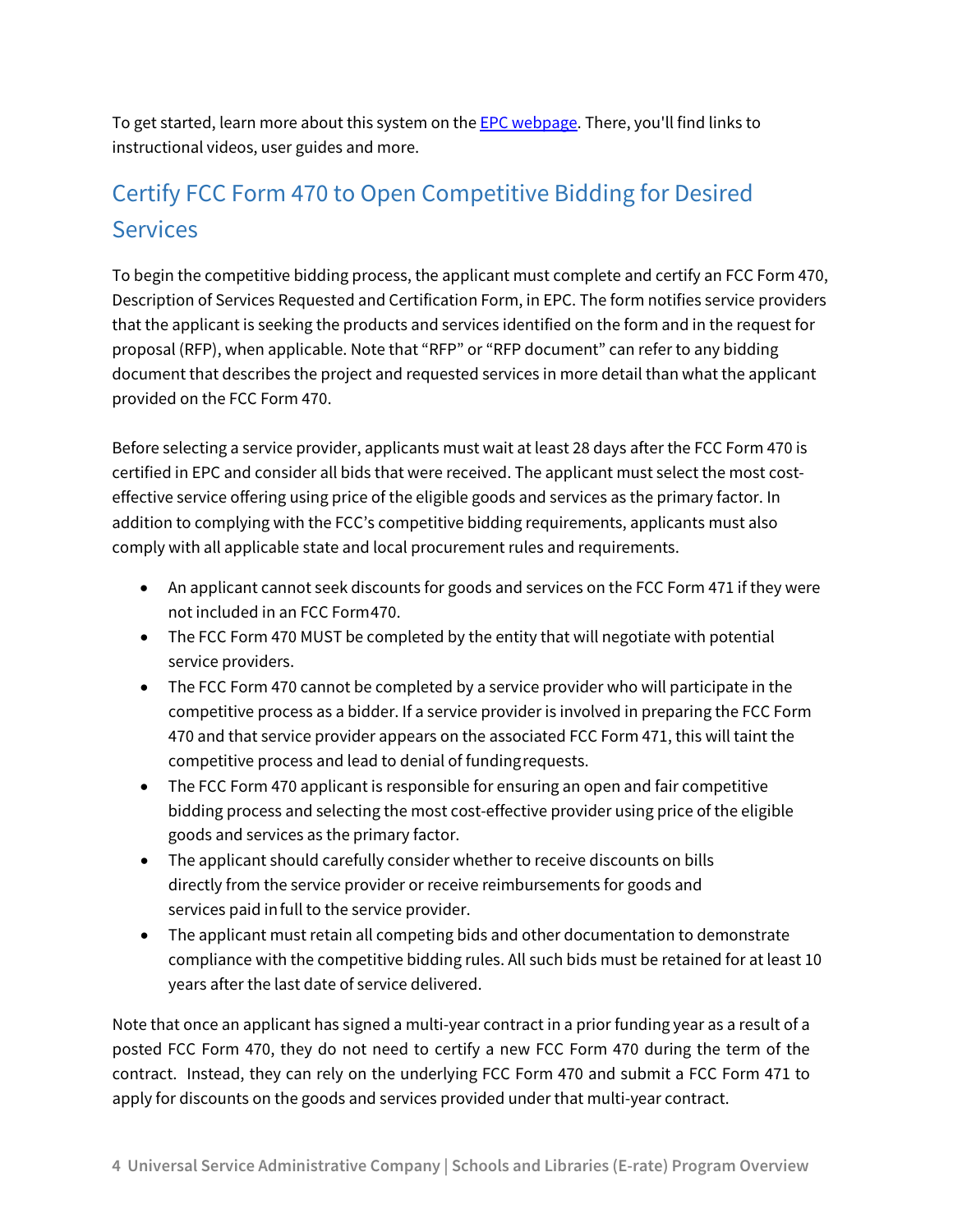To get started, learn more about this system on the [EPC webpage](). There, you'll find links to instructional videos, user guides and more.

## Certify FCC Form 470 to Open Competitive Bidding for Desired Services

To begin the competitive bidding process, the applicant must complete and certify an FCC Form 470, Description of Services Requested and Certification Form, in EPC. The form notifies service providers that the applicant is seeking the products and services identified on the form and in the request for proposal (RFP), when applicable. Note that "RFP" or "RFP document" can refer to any bidding document that describes the project and requested services in more detail than what the applicant provided on the FCC Form 470.

Before selecting a service provider, applicants must wait at least 28 days after the FCC Form 470 is certified in EPC and consider all bids that were received. The applicant must select the most cost-effective service offering using price of the eligible goods and services as the primary factor. In addition to complying with the FCC's competitive bidding requirements, applicants must also comply with all applicable state and local procurement rules and requirements.

- An applicant cannot seek discounts for goods and services on the FCC Form 471 if they were not included in an FCC Form470.
- The FCC Form 470 MUST be completed by the entity that will negotiate with potential service providers.
- The FCC Form 470 cannot be completed by a service provider who will participate in the competitive process as a bidder. If a service provider is involved in preparing the FCC Form 470 and that service provider appears on the associated FCC Form 471, this will taint the competitive process and lead to denial of fundingrequests.
- The FCC Form 470 applicant is responsible for ensuring an open and fair competitive bidding process and selecting the most cost-effective provider using price of the eligible goods and services as the primary factor.
- The applicant should carefully consider whether to receive discounts on bills directly from the service provider or receive reimbursements for goods and services paid infull to the service provider.
- The applicant must retain all competing bids and other documentation to demonstrate compliance with the competitive bidding rules. All such bids must be retained for at least 10 years after the last date of service delivered.

Note that once an applicant has signed a multi-year contract in a prior funding year as a result of a posted FCC Form 470, they do not need to certify a new FCC Form 470 during the term of the contract. Instead, they can rely on the underlying FCC Form 470 and submit a FCC Form 471 to apply for discounts on the goods and services provided under that multi-year contract.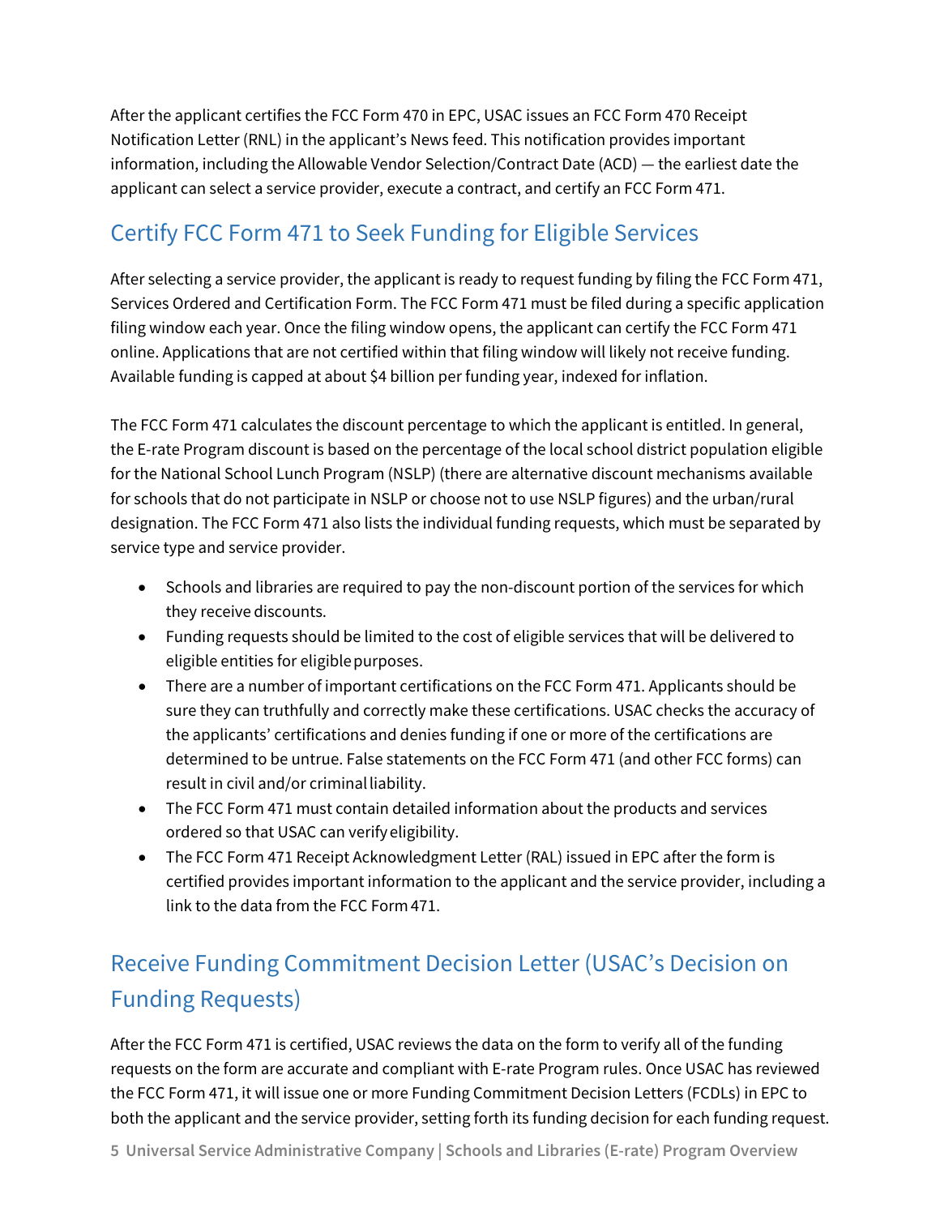After the applicant certifies the FCC Form 470 in EPC, USAC issues an FCC Form 470 Receipt Notification Letter (RNL) in the applicant's News feed. This notification provides important information, including the Allowable Vendor Selection/Contract Date (ACD) — the earliest date the applicant can select a service provider, execute a contract, and certify an FCC Form 471.

## Certify FCC Form 471 to Seek Funding for Eligible Services

After selecting a service provider, the applicant is ready to request funding by filing the FCC Form 471, Services Ordered and Certification Form. The FCC Form 471 must be filed during a specific application filing window each year. Once the filing window opens, the applicant can certify the FCC Form 471 online. Applications that are not certified within that filing window will likely not receive funding. Available funding is capped at about $4 billion per funding year, indexed for inflation.

The FCC Form 471 calculates the discount percentage to which the applicant is entitled. In general, the E-rate Program discount is based on the percentage of the local school district population eligible for the National School Lunch Program (NSLP) (there are alternative discount mechanisms available for schools that do not participate in NSLP or choose not to use NSLP figures) and the urban/rural designation. The FCC Form 471 also lists the individual funding requests, which must be separated by service type and service provider.

- Schools and libraries are required to pay the non-discount portion of the services for which they receive discounts.
- Funding requests should be limited to the cost of eligible services that will be delivered to eligible entities for eligible purposes.
- There are a number of important certifications on the FCC Form 471. Applicants should be sure they can truthfully and correctly make these certifications. USAC checks the accuracy of the applicants' certifications and denies funding if one or more of the certifications are determined to be untrue. False statements on the FCC Form 471 (and other FCC forms) can result in civil and/or criminal liability.
- The FCC Form 471 must contain detailed information about the products and services ordered so that USAC can verify eligibility.
- The FCC Form 471 Receipt Acknowledgment Letter (RAL) issued in EPC after the form is certified provides important information to the applicant and the service provider, including a link to the data from the FCC Form 471.

## Receive Funding Commitment Decision Letter (USAC's Decision on Funding Requests)

After the FCC Form 471 is certified, USAC reviews the data on the form to verify all of the funding requests on the form are accurate and compliant with E-rate Program rules. Once USAC has reviewed the FCC Form 471, it will issue one or more Funding Commitment Decision Letters (FCDLs) in EPC to both the applicant and the service provider, setting forth its funding decision for each funding request.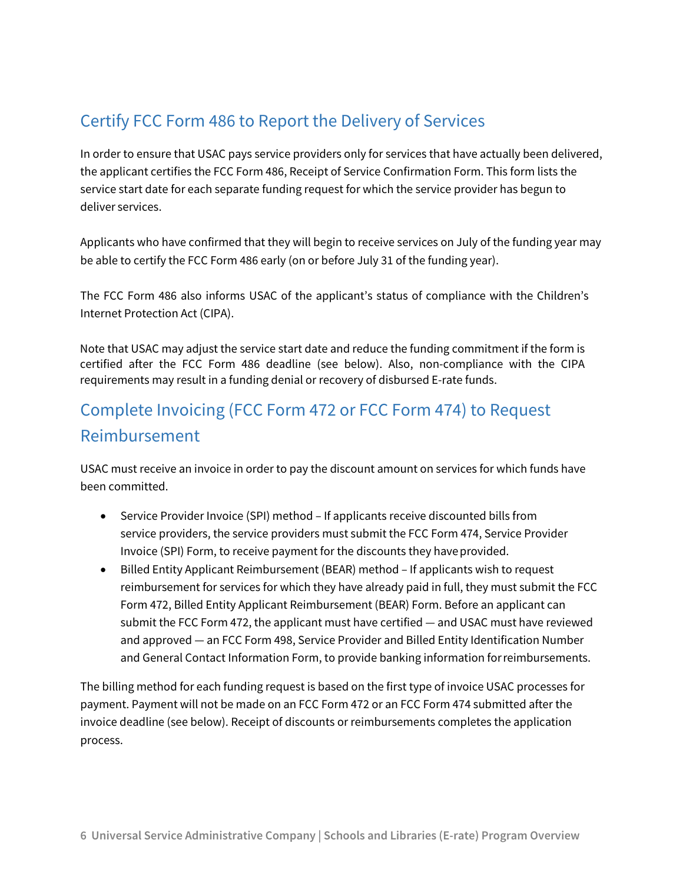## Certify FCC Form 486 to Report the Delivery of Services

In order to ensure that USAC pays service providers only for services that have actually been delivered, the applicant certifies the FCC Form 486, Receipt of Service Confirmation Form. This form lists the service start date for each separate funding request for which the service provider has begun to deliver services.

Applicants who have confirmed that they will begin to receive services on July of the funding year may be able to certify the FCC Form 486 early (on or before July 31 of the funding year).

The FCC Form 486 also informs USAC of the applicant's status of compliance with the Children's Internet Protection Act (CIPA).

Note that USAC may adjust the service start date and reduce the funding commitment if the form is certified after the FCC Form 486 deadline (see below). Also, non-compliance with the CIPA requirements may result in a funding denial or recovery of disbursed E-rate funds.

## Complete Invoicing (FCC Form 472 or FCC Form 474) to Request Reimbursement

USAC must receive an invoice in order to pay the discount amount on services for which funds have been committed.

- Service Provider Invoice (SPI) method – If applicants receive discounted bills from service providers, the service providers must submit the FCC Form 474, Service Provider Invoice (SPI) Form, to receive payment for the discounts they have provided.
- Billed Entity Applicant Reimbursement (BEAR) method – If applicants wish to request reimbursement for services for which they have already paid in full, they must submit the FCC Form 472, Billed Entity Applicant Reimbursement (BEAR) Form. Before an applicant can submit the FCC Form 472, the applicant must have certified — and USAC must have reviewed and approved — an FCC Form 498, Service Provider and Billed Entity Identification Number and General Contact Information Form, to provide banking information for reimbursements.

The billing method for each funding request is based on the first type of invoice USAC processes for payment. Payment will not be made on an FCC Form 472 or an FCC Form 474 submitted after the invoice deadline (see below). Receipt of discounts or reimbursements completes the application process.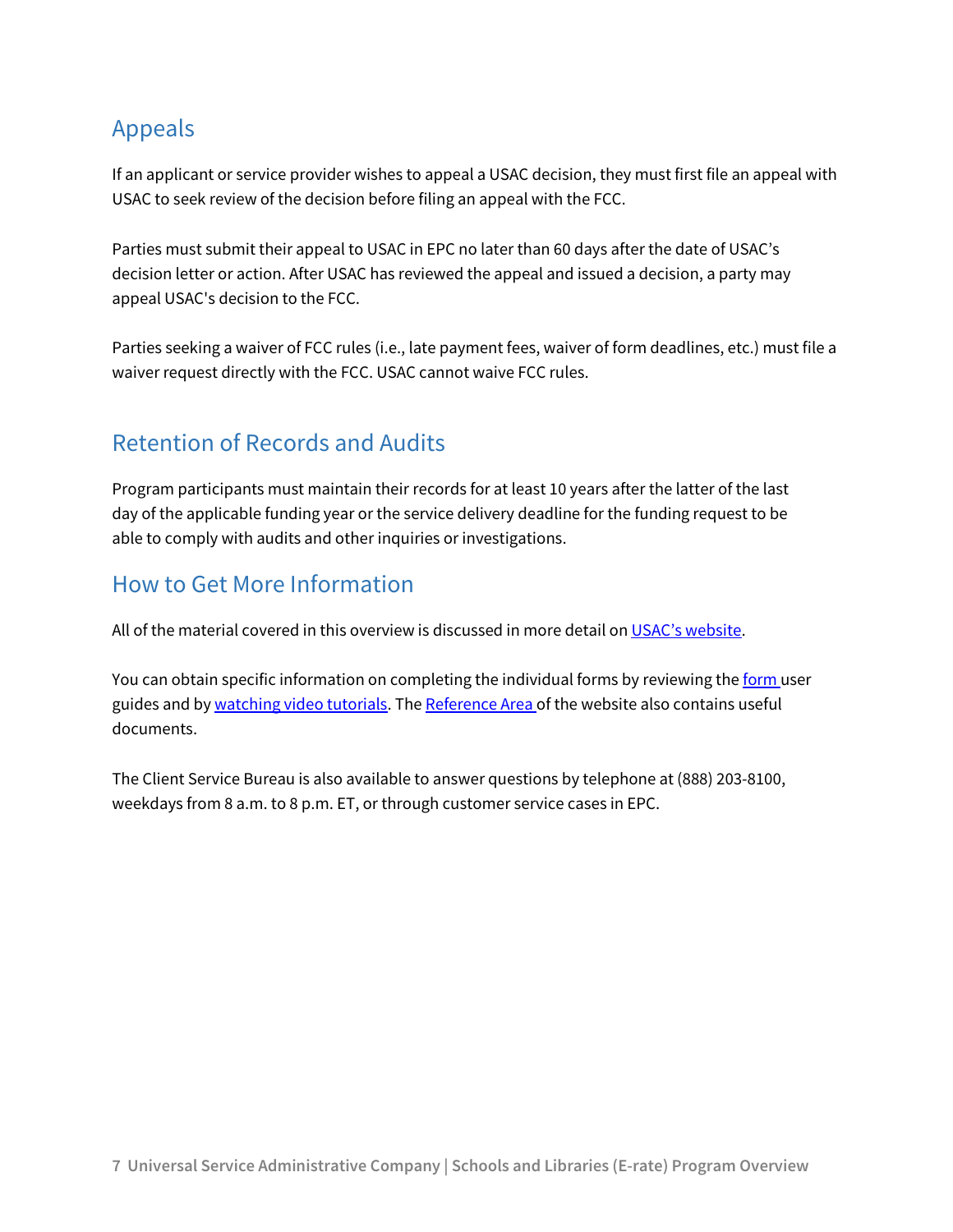## Appeals

If an applicant or service provider wishes to appeal a USAC decision, they must first file an appeal with USAC to seek review of the decision before filing an appeal with the FCC.

Parties must submit their appeal to USAC in EPC no later than 60 days after the date of USAC's decision letter or action. After USAC has reviewed the appeal and issued a decision, a party may appeal USAC's decision to the FCC.

Parties seeking a waiver of FCC rules (i.e., late payment fees, waiver of form deadlines, etc.) must file a waiver request directly with the FCC. USAC cannot waive FCC rules.

## Retention of Records and Audits

Program participants must maintain their records for at least 10 years after the latter of the last day of the applicable funding year or the service delivery deadline for the funding request to be able to comply with audits and other inquiries or investigations.

## How to Get More Information

All of the material covered in this overview is discussed in more detail on USAC's website.

You can obtain specific information on completing the individual forms by reviewing the form user guides and by watching video tutorials. The Reference Area of the website also contains useful documents.

The Client Service Bureau is also available to answer questions by telephone at (888) 203-8100, weekdays from 8 a.m. to 8 p.m. ET, or through customer service cases in EPC.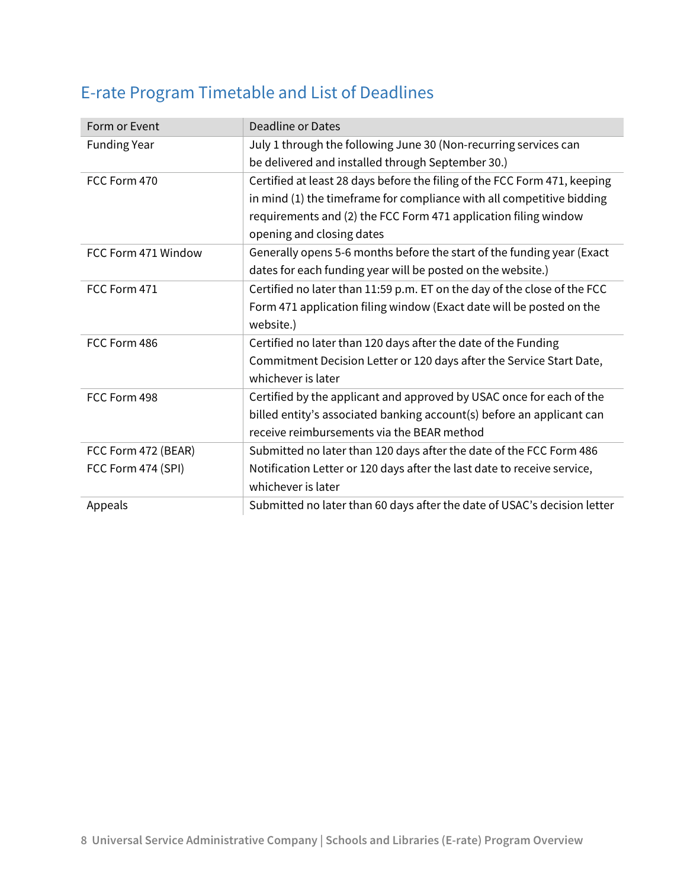## E-rate Program Timetable and List of Deadlines

| Form or Event | Deadline or Dates |
| --- | --- |
| Funding Year | July 1 through the following June 30 (Non-recurring services can be delivered and installed through September 30.) |
| FCC Form 470 | Certified at least 28 days before the filing of the FCC Form 471, keeping in mind (1) the timeframe for compliance with all competitive bidding requirements and (2) the FCC Form 471 application filing window opening and closing dates |
| FCC Form 471 Window | Generally opens 5-6 months before the start of the funding year (Exact dates for each funding year will be posted on the website.) |
| FCC Form 471 | Certified no later than 11:59 p.m. ET on the day of the close of the FCC Form 471 application filing window (Exact date will be posted on the website.) |
| FCC Form 486 | Certified no later than 120 days after the date of the Funding Commitment Decision Letter or 120 days after the Service Start Date, whichever is later |
| FCC Form 498 | Certified by the applicant and approved by USAC once for each of the billed entity's associated banking account(s) before an applicant can receive reimbursements via the BEAR method |
| FCC Form 472 (BEAR)<br>FCC Form 474 (SPI) | Submitted no later than 120 days after the date of the FCC Form 486 Notification Letter or 120 days after the last date to receive service, whichever is later |
| Appeals | Submitted no later than 60 days after the date of USAC's decision letter |